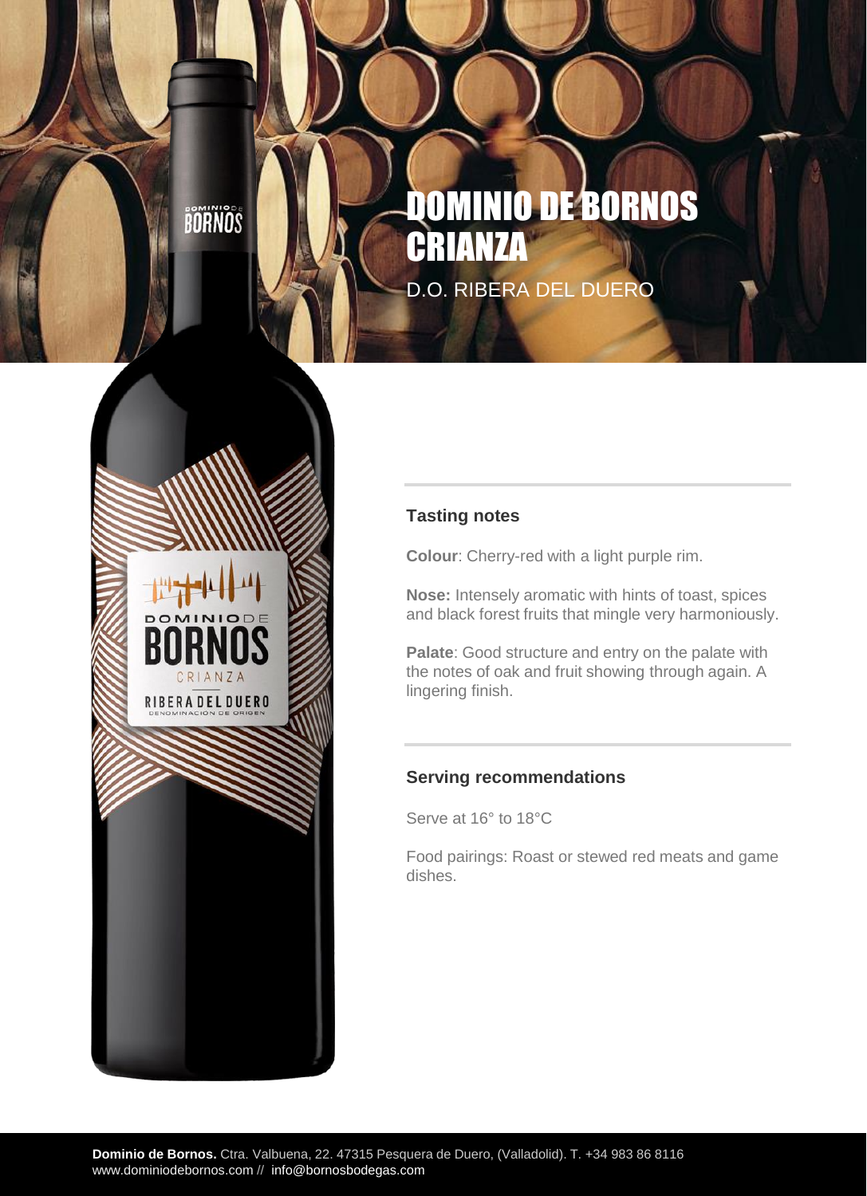# DOMINIO DE BORNOS CRIANZA

D.O. RIBERA DEL DUERO

## Tasting notes

**Colour**: Cherry-red with a light purple rim.

**Nose:** Intensely aromatic with hints of toast, spices and black forest fruits that mingle very harmoniously.

**Palate**: Good structure and entry on the palate with the notes of oak and fruit showing through again. A lingering finish.

## Serving recommendations

Serve at 16° to 18°C

Food pairings: Roast or stewed red meats and game dishes.

**Dominio de Bornos.** Ctra. Valbuena, 22. 47315 Pesquera de Duero, (Valladolid). T. +34 983 86 8116
www.dominiodebornos.com // info@bornosbodegas.com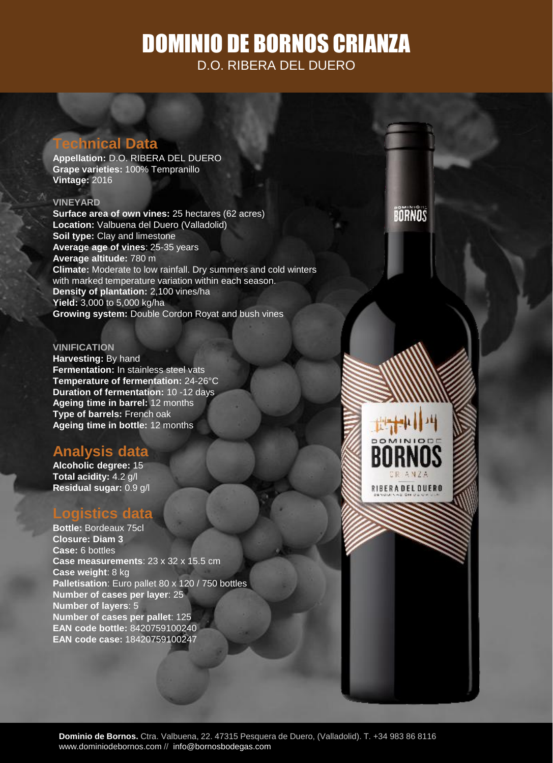# DOMINIO DE BORNOS CRIANZA

D.O. RIBERA DEL DUERO

## Technical Data

**Appellation:** D.O. RIBERA DEL DUERO
**Grape varieties:** 100% Tempranillo
**Vintage:** 2016

### VINEYARD

**Surface area of own vines:** 25 hectares (62 acres)
**Location:** Valbuena del Duero (Valladolid)
**Soil type:** Clay and limestone
**Average age of vines**: 25-35 years
**Average altitude:** 780 m
**Climate:** Moderate to low rainfall. Dry summers and cold winters with marked temperature variation within each season.
**Density of plantation:** 2,100 vines/ha
**Yield:** 3,000 to 5,000 kg/ha
**Growing system:** Double Cordon Royat and bush vines

### VINIFICATION

**Harvesting:** By hand
**Fermentation:** In stainless steel vats
**Temperature of fermentation:** 24-26°C
**Duration of fermentation:** 10 -12 days
**Ageing time in barrel:** 12 months
**Type of barrels:** French oak
**Ageing time in bottle:** 12 months

## Analysis data

**Alcoholic degree:** 15
**Total acidity:** 4.2 g/l
**Residual sugar:** 0.9 g/l

## Logistics data

**Bottle:** Bordeaux 75cl
**Closure: Diam 3**
**Case:** 6 bottles
**Case measurements**: 23 x 32 x 15.5 cm
**Case weight**: 8 kg
**Palletisation**: Euro pallet 80 x 120 / 750 bottles
**Number of cases per layer**: 25
**Number of layers**: 5
**Number of cases per pallet**: 125
**EAN code bottle:** 8420759100240
**EAN code case:** 18420759100247

**Dominio de Bornos.** Ctra. Valbuena, 22. 47315 Pesquera de Duero, (Valladolid). T. +34 983 86 8116
www.dominiodebornos.com // info@bornosbodegas.com